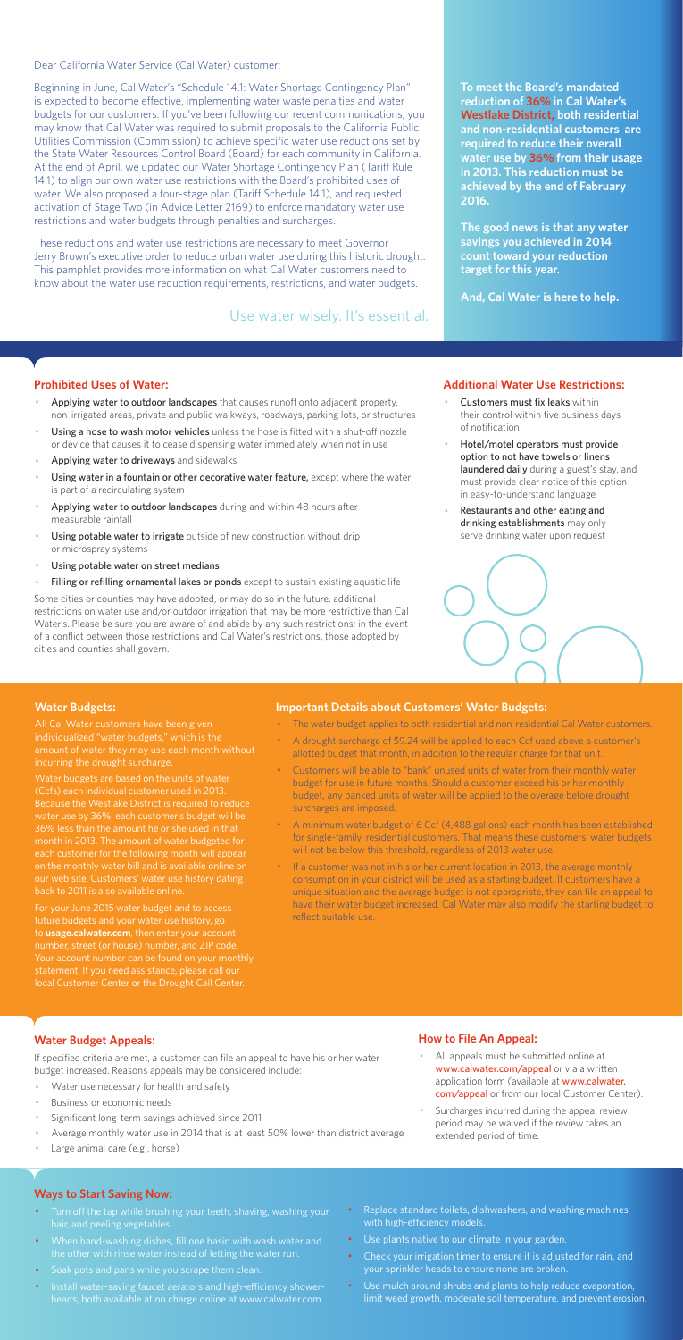Dear California Water Service (Cal Water) customer:

Beginning in June, Cal Water's "Schedule 14.1: Water Shortage Contingency Plan" is expected to become effective, implementing water waste penalties and water budgets for our customers. If you've been following our recent communications, you may know that Cal Water was required to submit proposals to the California Public Utilities Commission (Commission) to achieve specific water use reductions set by the State Water Resources Control Board (Board) for each community in California. At the end of April, we updated our Water Shortage Contingency Plan (Tariff Rule 14.1) to align our own water use restrictions with the Board's prohibited uses of water. We also proposed a four-stage plan (Tariff Schedule 14.1), and requested activation of Stage Two (in Advice Letter 2169) to enforce mandatory water use restrictions and water budgets through penalties and surcharges.

These reductions and water use restrictions are necessary to meet Governor Jerry Brown's executive order to reduce urban water use during this historic drought. This pamphlet provides more information on what Cal Water customers need to know about the water use reduction requirements, restrictions, and water budgets.

Use water wisely. It's essential.

**To meet the Board's mandated reduction of 36% in Cal Water's Westlake District, both residential and non-residential customers are required to reduce their overall water use by 36% from their usage in 2013. This reduction must be achieved by the end of February 2016.**

**The good news is that any water savings you achieved in 2014 count toward your reduction target for this year.**

**And, Cal Water is here to help.**

## Prohibited Uses of Water:

- **Applying water to outdoor landscapes** that causes runoff onto adjacent property, non-irrigated areas, private and public walkways, roadways, parking lots, or structures
- **Using a hose to wash motor vehicles** unless the hose is fitted with a shut-off nozzle or device that causes it to cease dispensing water immediately when not in use
- **Applying water to driveways** and sidewalks
- **Using water in a fountain or other decorative water feature,** except where the water is part of a recirculating system
- **Applying water to outdoor landscapes** during and within 48 hours after measurable rainfall
- **Using potable water to irrigate** outside of new construction without drip or microspray systems
- **Using potable water on street medians**
- **Filling or refilling ornamental lakes or ponds** except to sustain existing aquatic life

Some cities or counties may have adopted, or may do so in the future, additional restrictions on water use and/or outdoor irrigation that may be more restrictive than Cal Water's. Please be sure you are aware of and abide by any such restrictions; in the event of a conflict between those restrictions and Cal Water's restrictions, those adopted by cities and counties shall govern.

## Additional Water Use Restrictions:

- **Customers must fix leaks** within their control within five business days of notification
- **Hotel/motel operators must provide option to not have towels or linens laundered daily** during a guest's stay, and must provide clear notice of this option in easy-to-understand language
- **Restaurants and other eating and drinking establishments** may only serve drinking water upon request

## Water Budgets:

All Cal Water customers have been given individualized "water budgets," which is the amount of water they may use each month without incurring the drought surcharge.

Water budgets are based on the units of water (Ccfs) each individual customer used in 2013. Because the Westlake District is required to reduce water use by 36%, each customer's budget will be 36% less than the amount he or she used in that month in 2013. The amount of water budgeted for each customer for the following month will appear on the monthly water bill and is available online on our web site. Customers' water use history dating back to 2011 is also available online.

For your June 2015 water budget and to access future budgets and your water use history, go to **usage.calwater.com**, then enter your account number, street (or house) number, and ZIP code. Your account number can be found on your monthly statement. If you need assistance, please call our local Customer Center or the Drought Call Center.

## Important Details about Customers' Water Budgets:

- The water budget applies to both residential and non-residential Cal Water customers.
- A drought surcharge of $9.24 will be applied to each Ccf used above a customer's allotted budget that month, in addition to the regular charge for that unit.
- Customers will be able to "bank" unused units of water from their monthly water budget for use in future months. Should a customer exceed his or her monthly budget, any banked units of water will be applied to the overage before drought surcharges are imposed.
- A minimum water budget of 6 Ccf (4,488 gallons) each month has been established for single-family, residential customers. That means these customers' water budgets will not be below this threshold, regardless of 2013 water use.
- If a customer was not in his or her current location in 2013, the average monthly consumption in your district will be used as a starting budget. If customers have a unique situation and the average budget is not appropriate, they can file an appeal to have their water budget increased. Cal Water may also modify the starting budget to reflect suitable use.

## Water Budget Appeals:

If specified criteria are met, a customer can file an appeal to have his or her water budget increased. Reasons appeals may be considered include:

- Water use necessary for health and safety
- Business or economic needs
- Significant long-term savings achieved since 2011
- Average monthly water use in 2014 that is at least 50% lower than district average
- Large animal care (e.g., horse)

## How to File An Appeal:

- All appeals must be submitted online at www.calwater.com/appeal or via a written application form (available at www.calwater.com/appeal or from our local Customer Center).
- Surcharges incurred during the appeal review period may be waived if the review takes an extended period of time.

## Ways to Start Saving Now:

- Turn off the tap while brushing your teeth, shaving, washing your hair, and peeling vegetables.
- When hand-washing dishes, fill one basin with wash water and the other with rinse water instead of letting the water run.
- Soak pots and pans while you scrape them clean.
- Install water-saving faucet aerators and high-efficiency showerheads, both available at no charge online at www.calwater.com.
- Replace standard toilets, dishwashers, and washing machines with high-efficiency models.
- Use plants native to our climate in your garden.
- Check your irrigation timer to ensure it is adjusted for rain, and your sprinkler heads to ensure none are broken.
- Use mulch around shrubs and plants to help reduce evaporation, limit weed growth, moderate soil temperature, and prevent erosion.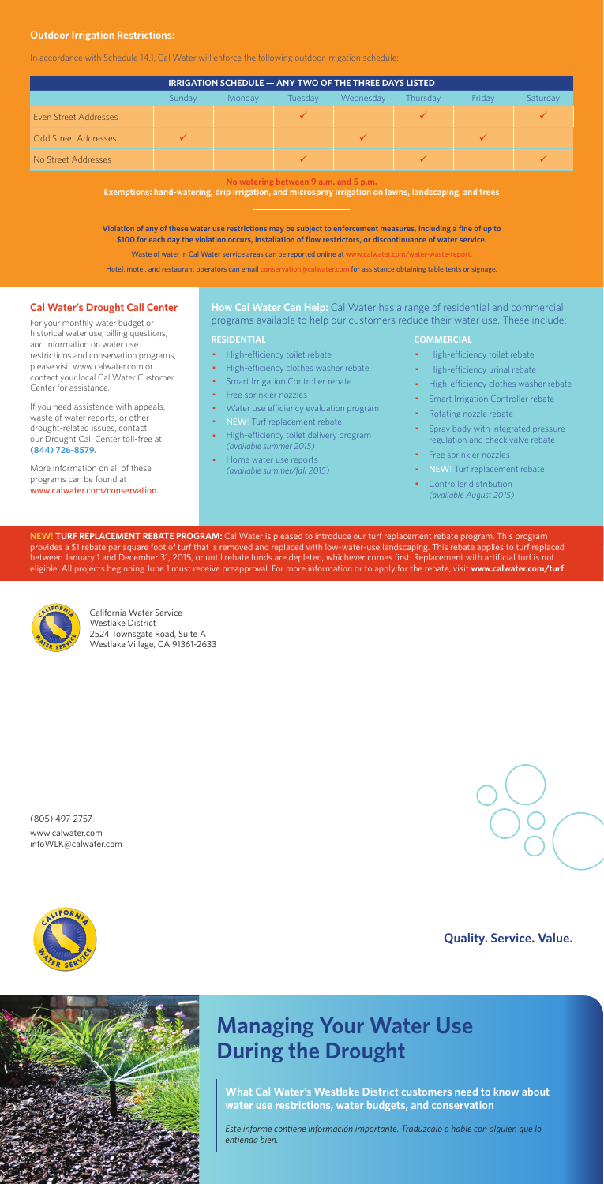**Outdoor Irrigation Restrictions:**

In accordance with Schedule 14.1, Cal Water will enforce the following outdoor irrigation schedule:

| IRRIGATION SCHEDULE — ANY TWO OF THE THREE DAYS LISTED | | | | | | | |
|---|---|---|---|---|---|---|---|
| | Sunday | Monday | Tuesday | Wednesday | Thursday | Friday | Saturday |
| Even Street Addresses | | | ✓ | | ✓ | | ✓ |
| Odd Street Addresses | ✓ | | | ✓ | | ✓ | |
| No Street Addresses | | | ✓ | | ✓ | | ✓ |

**No watering between 9 a.m. and 5 p.m.**

**Exemptions: hand-watering, drip irrigation, and microspray irrigation on lawns, landscaping, and trees**

**Violation of any of these water use restrictions may be subject to enforcement measures, including a fine of up to $100 for each day the violation occurs, installation of flow restrictors, or discontinuance of water service.**

Waste of water in Cal Water service areas can be reported online at www.calwater.com/water-waste-report.

Hotel, motel, and restaurant operators can email conservation@calwater.com for assistance obtaining table tents or signage.

### Cal Water's Drought Call Center

For your monthly water budget or historical water use, billing questions, and information on water use restrictions and conservation programs, please visit www.calwater.com or contact your local Cal Water Customer Center for assistance.

If you need assistance with appeals, waste of water reports, or other drought-related issues, contact our Drought Call Center toll-free at **(844) 726-8579.**

More information on all of these programs can be found at www.calwater.com/conservation.

**How Cal Water Can Help:** Cal Water has a range of residential and commercial programs available to help our customers reduce their water use. These include:

**RESIDENTIAL**

- High-efficiency toilet rebate
- High-efficiency clothes washer rebate
- Smart Irrigation Controller rebate
- Free sprinkler nozzles
- Water use efficiency evaluation program
- NEW! Turf replacement rebate
- High-efficiency toilet delivery program *(available summer 2015)*
- Home water use reports *(available summer/fall 2015)*

**COMMERCIAL**

- High-efficiency toilet rebate
- High-efficiency urinal rebate
- High-efficiency clothes washer rebate
- Smart Irrigation Controller rebate
- Rotating nozzle rebate
- Spray body with integrated pressure regulation and check valve rebate
- Free sprinkler nozzles
- NEW! Turf replacement rebate
- Controller distribution *(available August 2015)*

**NEW! TURF REPLACEMENT REBATE PROGRAM:** Cal Water is pleased to introduce our turf replacement rebate program. This program provides a $1 rebate per square foot of turf that is removed and replaced with low-water-use landscaping. This rebate applies to turf replaced between January 1 and December 31, 2015, or until rebate funds are depleted, whichever comes first. Replacement with artificial turf is not eligible. All projects beginning June 1 must receive preapproval. For more information or to apply for the rebate, visit **www.calwater.com/turf**.

California Water Service
Westlake District
2524 Townsgate Road, Suite A
Westlake Village, CA 91361-2633

(805) 497-2757
www.calwater.com
infoWLK@calwater.com

**Quality. Service. Value.**

# Managing Your Water Use During the Drought

**What Cal Water's Westlake District customers need to know about water use restrictions, water budgets, and conservation**

*Este informe contiene información importante. Tradúzcalo o hable con alguien que lo entienda bien.*